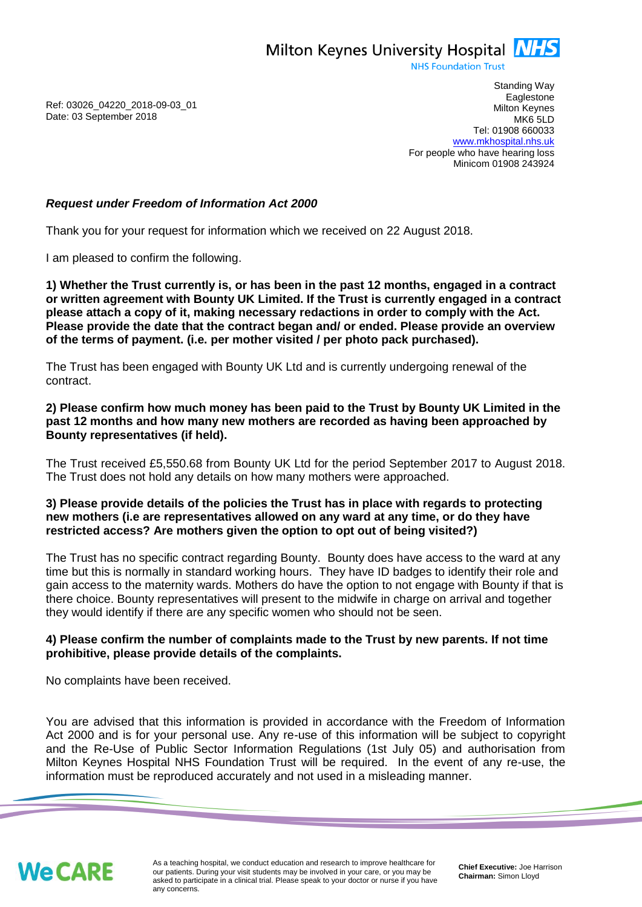Milton Keynes University Hospital NHS
NHS Foundation Trust

Ref: 03026_04220_2018-09-03_01
Date: 03 September 2018

Standing Way
Eaglestone
Milton Keynes
MK6 5LD
Tel: 01908 660033
www.mkhospital.nhs.uk
For people who have hearing loss
Minicom 01908 243924

***Request under Freedom of Information Act 2000***

Thank you for your request for information which we received on 22 August 2018.

I am pleased to confirm the following.

**1) Whether the Trust currently is, or has been in the past 12 months, engaged in a contract or written agreement with Bounty UK Limited. If the Trust is currently engaged in a contract please attach a copy of it, making necessary redactions in order to comply with the Act. Please provide the date that the contract began and/ or ended. Please provide an overview of the terms of payment. (i.e. per mother visited / per photo pack purchased).**

The Trust has been engaged with Bounty UK Ltd and is currently undergoing renewal of the contract.

**2) Please confirm how much money has been paid to the Trust by Bounty UK Limited in the past 12 months and how many new mothers are recorded as having been approached by Bounty representatives (if held).**

The Trust received £5,550.68 from Bounty UK Ltd for the period September 2017 to August 2018. The Trust does not hold any details on how many mothers were approached.

**3) Please provide details of the policies the Trust has in place with regards to protecting new mothers (i.e are representatives allowed on any ward at any time, or do they have restricted access? Are mothers given the option to opt out of being visited?)**

The Trust has no specific contract regarding Bounty. Bounty does have access to the ward at any time but this is normally in standard working hours. They have ID badges to identify their role and gain access to the maternity wards. Mothers do have the option to not engage with Bounty if that is there choice. Bounty representatives will present to the midwife in charge on arrival and together they would identify if there are any specific women who should not be seen.

**4) Please confirm the number of complaints made to the Trust by new parents. If not time prohibitive, please provide details of the complaints.**

No complaints have been received.

You are advised that this information is provided in accordance with the Freedom of Information Act 2000 and is for your personal use. Any re-use of this information will be subject to copyright and the Re-Use of Public Sector Information Regulations (1st July 05) and authorisation from Milton Keynes Hospital NHS Foundation Trust will be required. In the event of any re-use, the information must be reproduced accurately and not used in a misleading manner.

We CARE

As a teaching hospital, we conduct education and research to improve healthcare for our patients. During your visit students may be involved in your care, or you may be asked to participate in a clinical trial. Please speak to your doctor or nurse if you have any concerns.

**Chief Executive:** Joe Harrison
**Chairman:** Simon Lloyd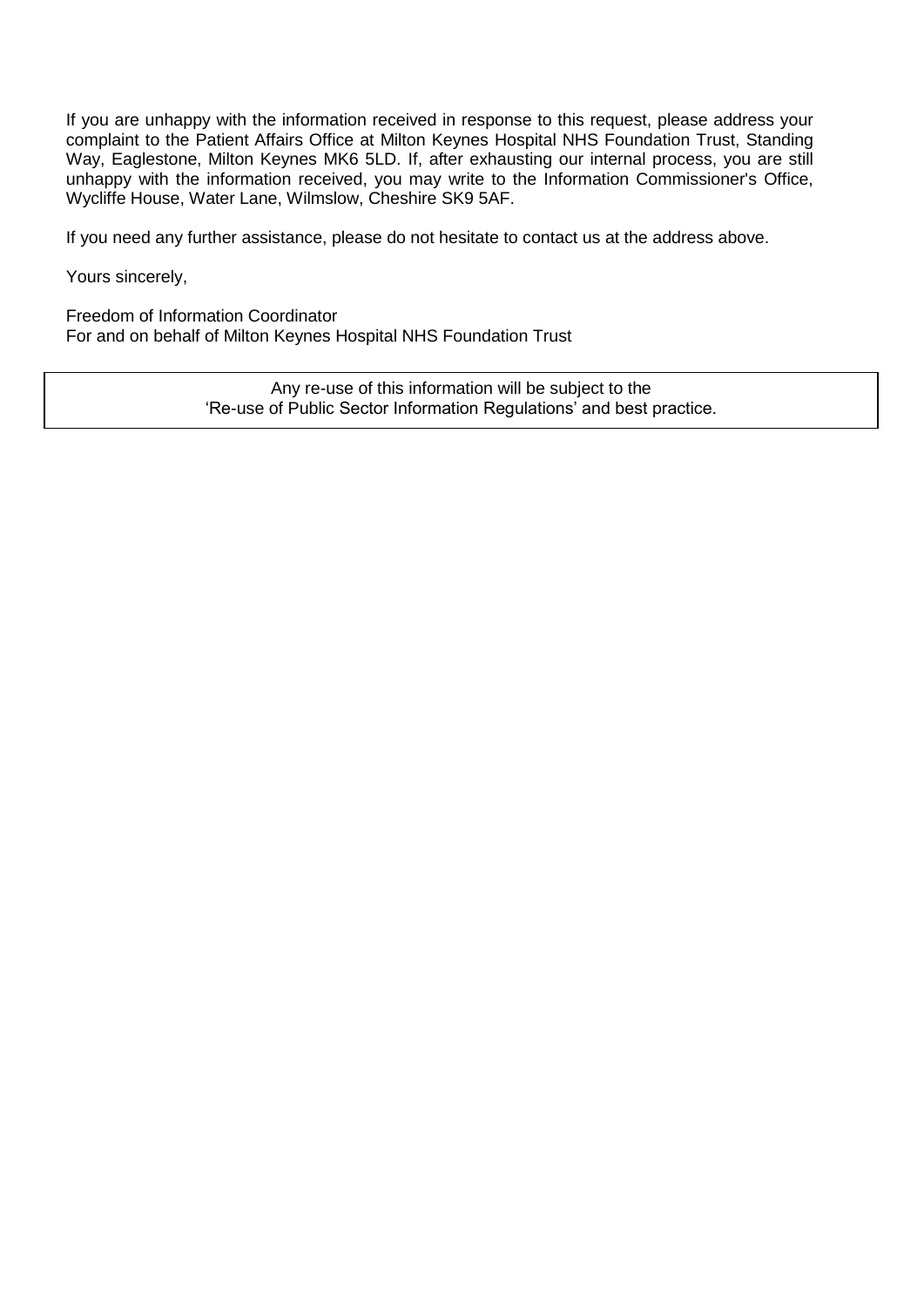If you are unhappy with the information received in response to this request, please address your complaint to the Patient Affairs Office at Milton Keynes Hospital NHS Foundation Trust, Standing Way, Eaglestone, Milton Keynes MK6 5LD. If, after exhausting our internal process, you are still unhappy with the information received, you may write to the Information Commissioner's Office, Wycliffe House, Water Lane, Wilmslow, Cheshire SK9 5AF.

If you need any further assistance, please do not hesitate to contact us at the address above.

Yours sincerely,

Freedom of Information Coordinator
For and on behalf of Milton Keynes Hospital NHS Foundation Trust

Any re-use of this information will be subject to the
'Re-use of Public Sector Information Regulations' and best practice.